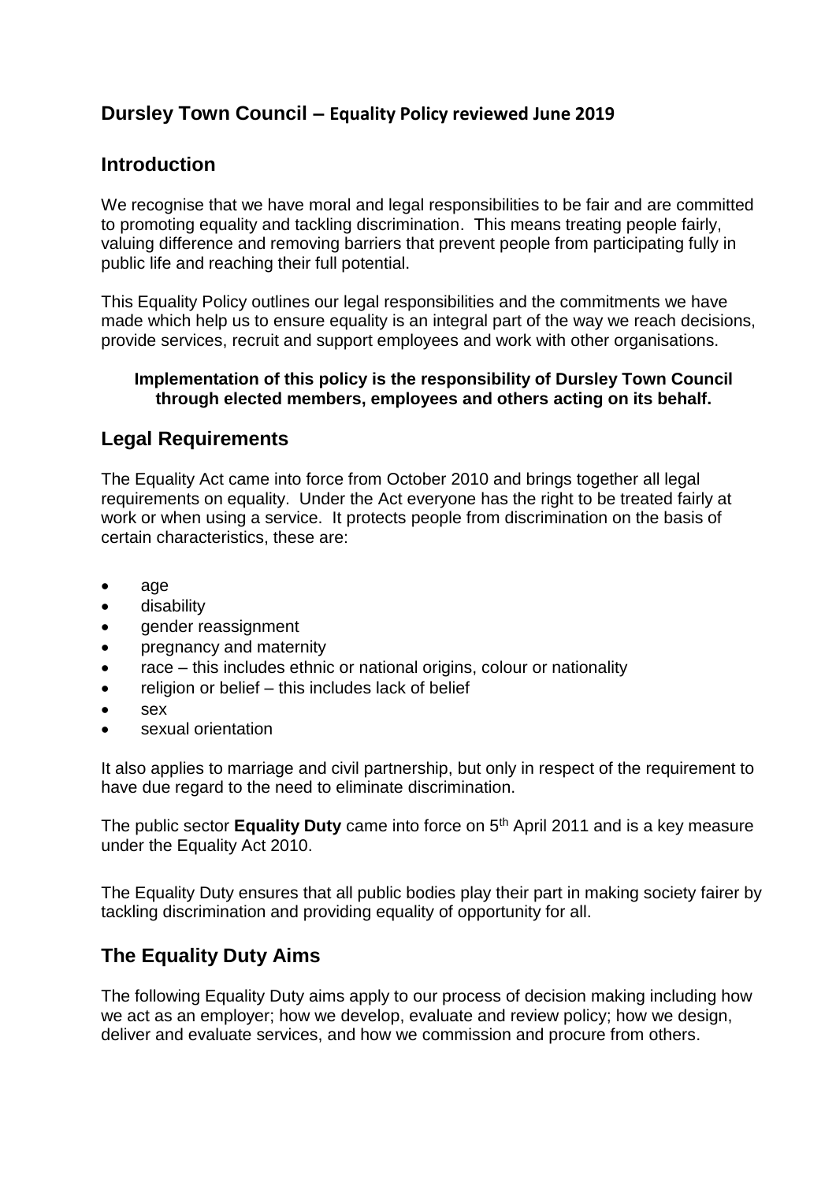# Dursley Town Council – Equality Policy reviewed June 2019

## Introduction

We recognise that we have moral and legal responsibilities to be fair and are committed to promoting equality and tackling discrimination. This means treating people fairly, valuing difference and removing barriers that prevent people from participating fully in public life and reaching their full potential.

This Equality Policy outlines our legal responsibilities and the commitments we have made which help us to ensure equality is an integral part of the way we reach decisions, provide services, recruit and support employees and work with other organisations.

**Implementation of this policy is the responsibility of Dursley Town Council through elected members, employees and others acting on its behalf.**

## Legal Requirements

The Equality Act came into force from October 2010 and brings together all legal requirements on equality. Under the Act everyone has the right to be treated fairly at work or when using a service. It protects people from discrimination on the basis of certain characteristics, these are:

- age
- disability
- gender reassignment
- pregnancy and maternity
- race – this includes ethnic or national origins, colour or nationality
- religion or belief – this includes lack of belief
- sex
- sexual orientation

It also applies to marriage and civil partnership, but only in respect of the requirement to have due regard to the need to eliminate discrimination.

The public sector **Equality Duty** came into force on 5th April 2011 and is a key measure under the Equality Act 2010.

The Equality Duty ensures that all public bodies play their part in making society fairer by tackling discrimination and providing equality of opportunity for all.

## The Equality Duty Aims

The following Equality Duty aims apply to our process of decision making including how we act as an employer; how we develop, evaluate and review policy; how we design, deliver and evaluate services, and how we commission and procure from others.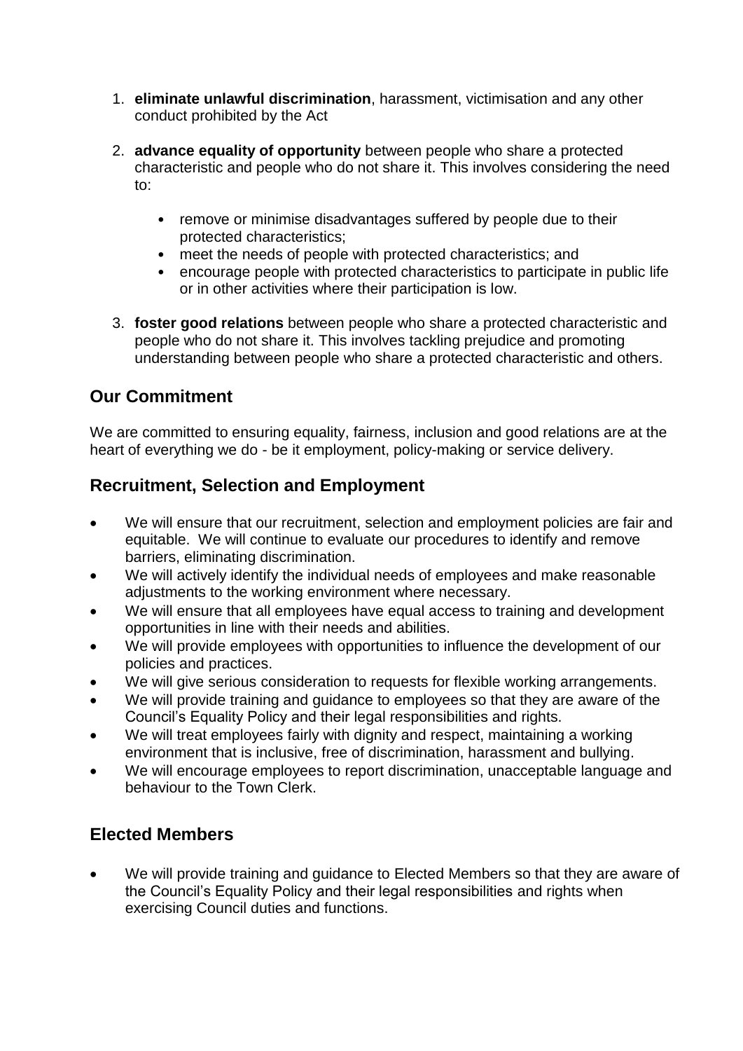1. **eliminate unlawful discrimination**, harassment, victimisation and any other conduct prohibited by the Act

2. **advance equality of opportunity** between people who share a protected characteristic and people who do not share it. This involves considering the need to:

   - remove or minimise disadvantages suffered by people due to their protected characteristics;
   - meet the needs of people with protected characteristics; and
   - encourage people with protected characteristics to participate in public life or in other activities where their participation is low.

3. **foster good relations** between people who share a protected characteristic and people who do not share it. This involves tackling prejudice and promoting understanding between people who share a protected characteristic and others.

## Our Commitment

We are committed to ensuring equality, fairness, inclusion and good relations are at the heart of everything we do - be it employment, policy-making or service delivery.

## Recruitment, Selection and Employment

- We will ensure that our recruitment, selection and employment policies are fair and equitable. We will continue to evaluate our procedures to identify and remove barriers, eliminating discrimination.
- We will actively identify the individual needs of employees and make reasonable adjustments to the working environment where necessary.
- We will ensure that all employees have equal access to training and development opportunities in line with their needs and abilities.
- We will provide employees with opportunities to influence the development of our policies and practices.
- We will give serious consideration to requests for flexible working arrangements.
- We will provide training and guidance to employees so that they are aware of the Council's Equality Policy and their legal responsibilities and rights.
- We will treat employees fairly with dignity and respect, maintaining a working environment that is inclusive, free of discrimination, harassment and bullying.
- We will encourage employees to report discrimination, unacceptable language and behaviour to the Town Clerk.

## Elected Members

- We will provide training and guidance to Elected Members so that they are aware of the Council's Equality Policy and their legal responsibilities and rights when exercising Council duties and functions.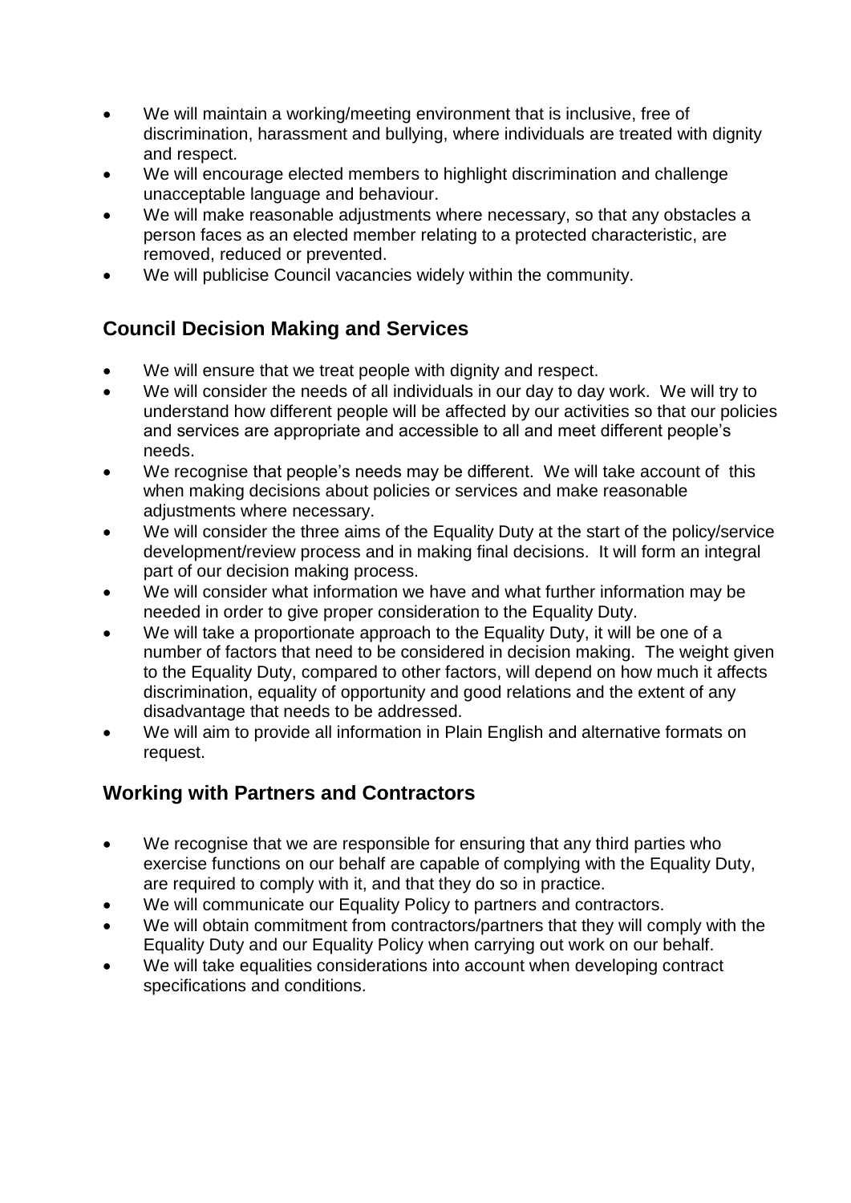- We will maintain a working/meeting environment that is inclusive, free of discrimination, harassment and bullying, where individuals are treated with dignity and respect.
- We will encourage elected members to highlight discrimination and challenge unacceptable language and behaviour.
- We will make reasonable adjustments where necessary, so that any obstacles a person faces as an elected member relating to a protected characteristic, are removed, reduced or prevented.
- We will publicise Council vacancies widely within the community.

## Council Decision Making and Services

- We will ensure that we treat people with dignity and respect.
- We will consider the needs of all individuals in our day to day work. We will try to understand how different people will be affected by our activities so that our policies and services are appropriate and accessible to all and meet different people's needs.
- We recognise that people's needs may be different. We will take account of this when making decisions about policies or services and make reasonable adjustments where necessary.
- We will consider the three aims of the Equality Duty at the start of the policy/service development/review process and in making final decisions. It will form an integral part of our decision making process.
- We will consider what information we have and what further information may be needed in order to give proper consideration to the Equality Duty.
- We will take a proportionate approach to the Equality Duty, it will be one of a number of factors that need to be considered in decision making. The weight given to the Equality Duty, compared to other factors, will depend on how much it affects discrimination, equality of opportunity and good relations and the extent of any disadvantage that needs to be addressed.
- We will aim to provide all information in Plain English and alternative formats on request.

## Working with Partners and Contractors

- We recognise that we are responsible for ensuring that any third parties who exercise functions on our behalf are capable of complying with the Equality Duty, are required to comply with it, and that they do so in practice.
- We will communicate our Equality Policy to partners and contractors.
- We will obtain commitment from contractors/partners that they will comply with the Equality Duty and our Equality Policy when carrying out work on our behalf.
- We will take equalities considerations into account when developing contract specifications and conditions.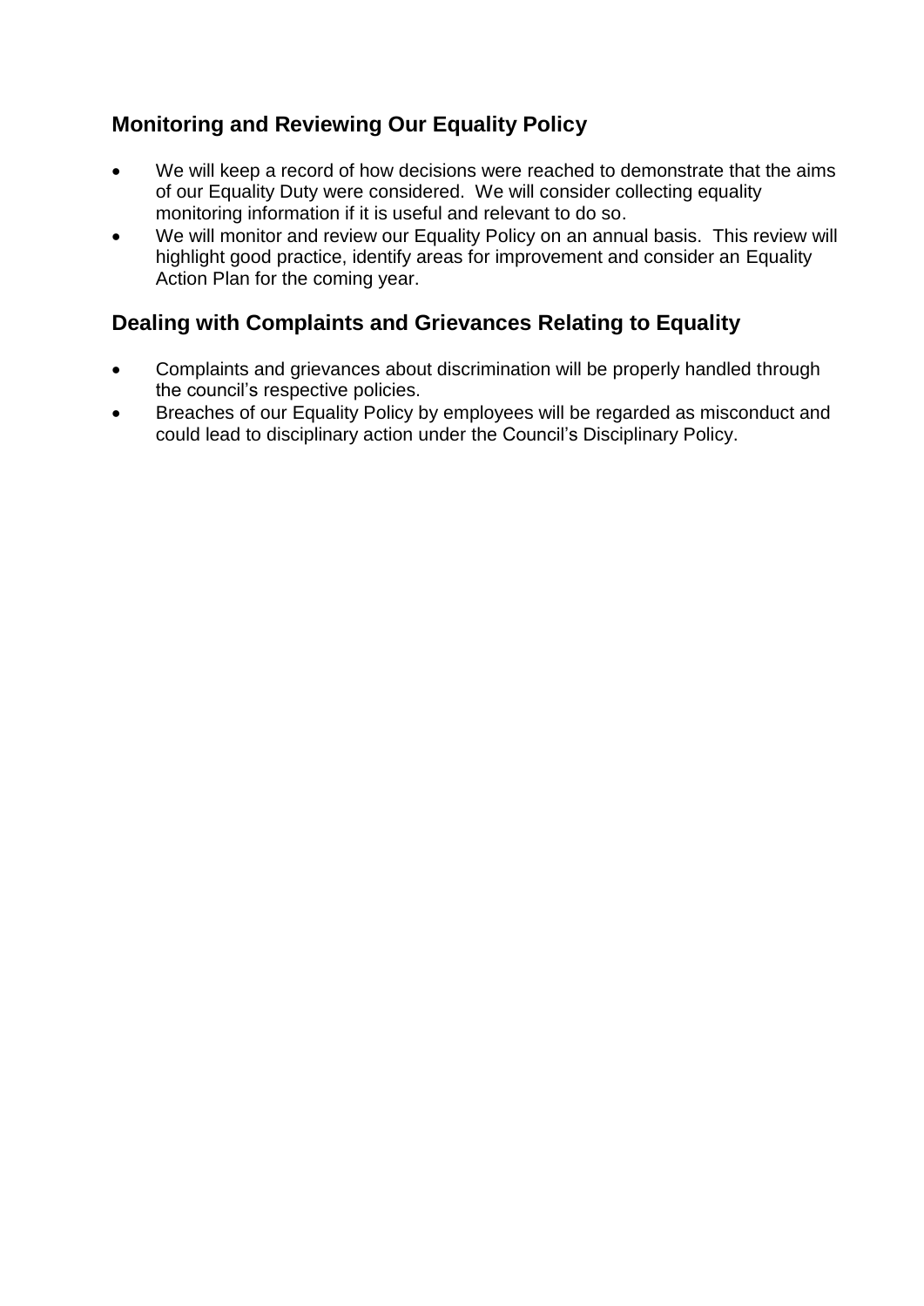## Monitoring and Reviewing Our Equality Policy

- We will keep a record of how decisions were reached to demonstrate that the aims of our Equality Duty were considered. We will consider collecting equality monitoring information if it is useful and relevant to do so.
- We will monitor and review our Equality Policy on an annual basis. This review will highlight good practice, identify areas for improvement and consider an Equality Action Plan for the coming year.

## Dealing with Complaints and Grievances Relating to Equality

- Complaints and grievances about discrimination will be properly handled through the council's respective policies.
- Breaches of our Equality Policy by employees will be regarded as misconduct and could lead to disciplinary action under the Council's Disciplinary Policy.